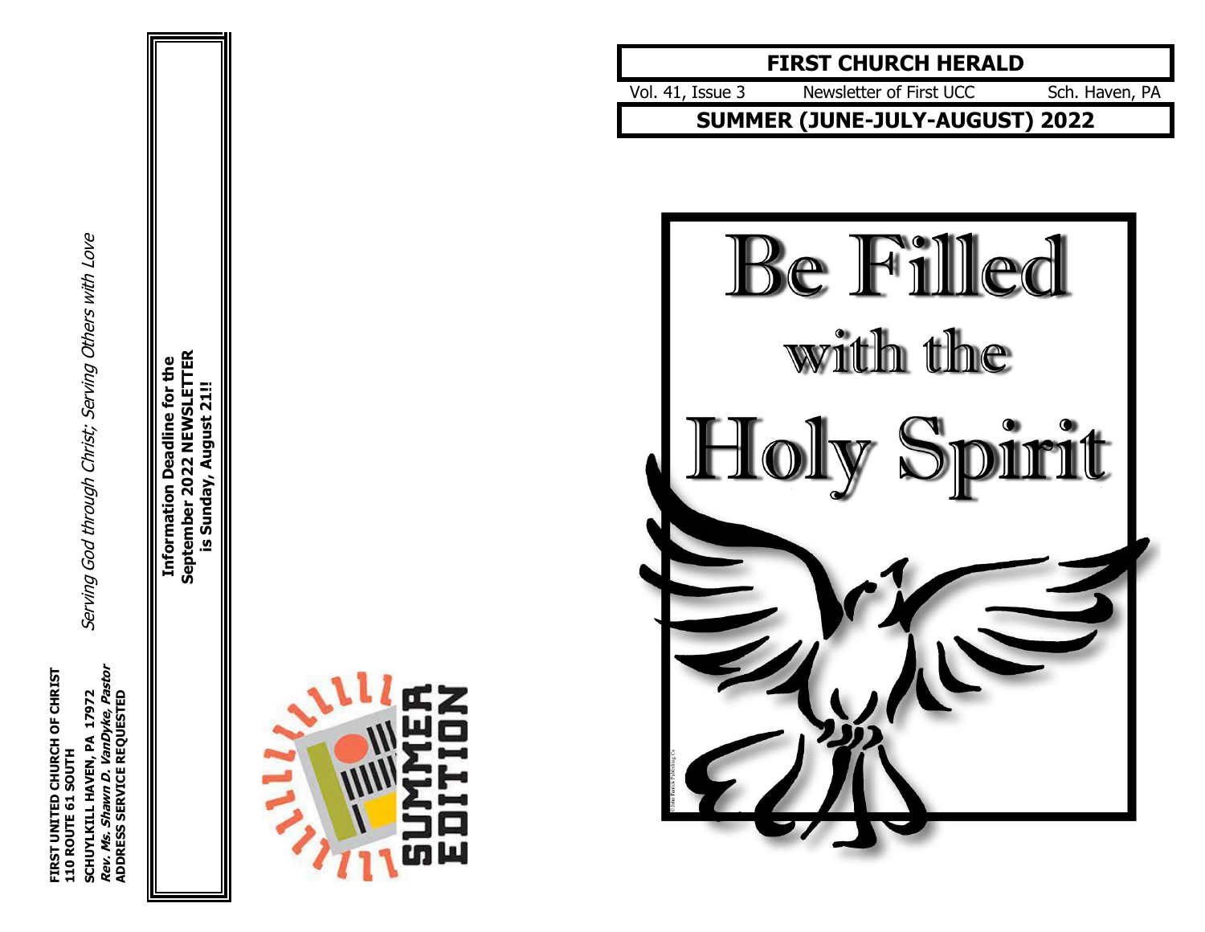FIRST UNITED CHURCH OF CHRIST
110 ROUTE 61 SOUTH
SCHUYLKILL HAVEN, PA 17972
*Rev. Ms. Shawn D. VanDyke, Pastor*
ADDRESS SERVICE REQUESTED

*Serving God through Christ; Serving Others with Love*

**Information Deadline for the September 2022 NEWSLETTER is Sunday, August 21!!**

SUMMER EDITION

# FIRST CHURCH HERALD

Vol. 41, Issue 3 | Newsletter of First UCC | Sch. Haven, PA

## SUMMER (JUNE-JULY-AUGUST) 2022

# Be Filled with the Holy Spirit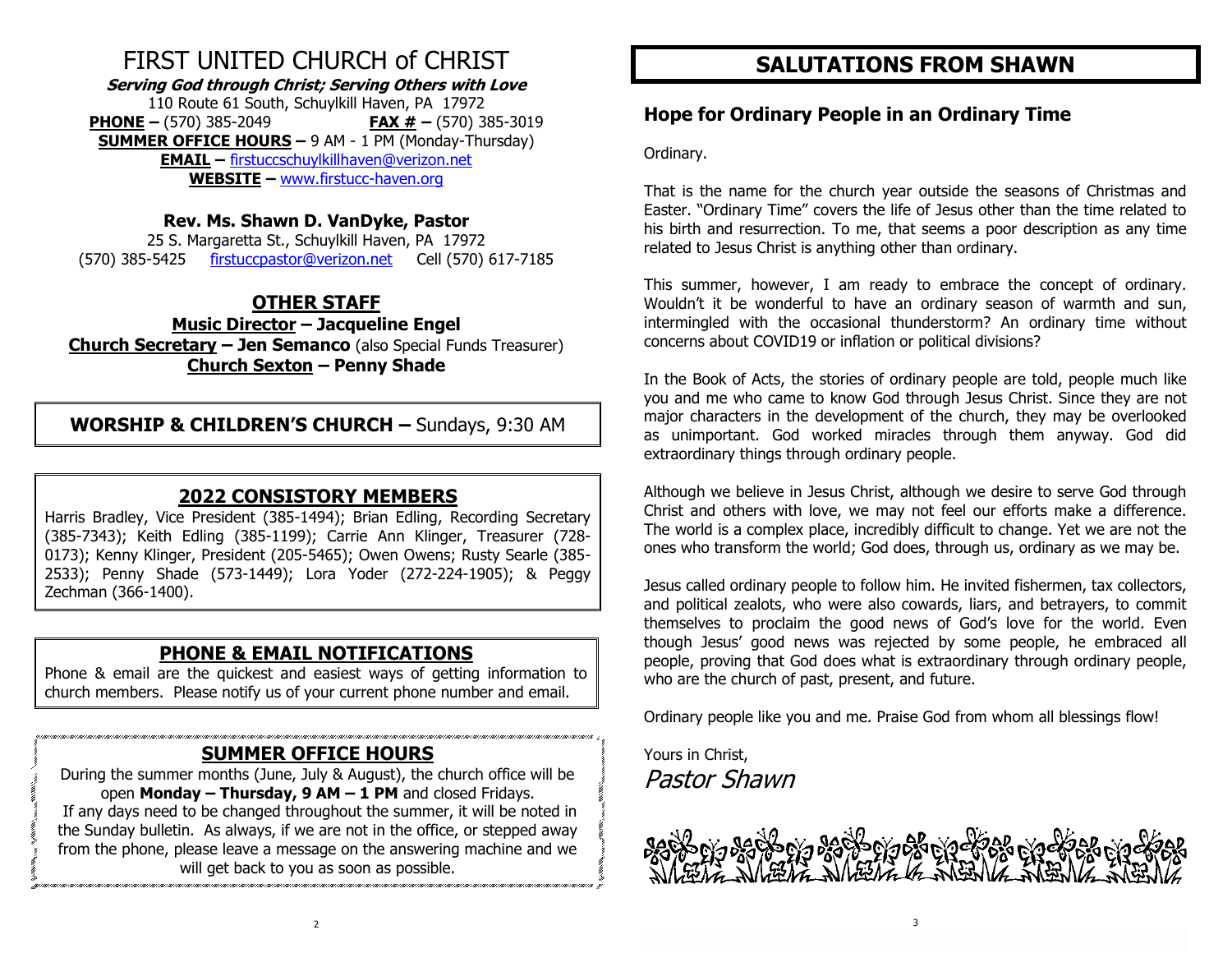# FIRST UNITED CHURCH of CHRIST

***Serving God through Christ; Serving Others with Love***

110 Route 61 South, Schuylkill Haven, PA 17972

**PHONE –** (570) 385-2049 **FAX # –** (570) 385-3019

**SUMMER OFFICE HOURS –** 9 AM - 1 PM (Monday-Thursday)

**EMAIL –** firstuccschuylkillhaven@verizon.net

**WEBSITE –** www.firstucc-haven.org

**Rev. Ms. Shawn D. VanDyke, Pastor**

25 S. Margaretta St., Schuylkill Haven, PA 17972

(570) 385-5425 firstuccpastor@verizon.net Cell (570) 617-7185

## OTHER STAFF

**Music Director – Jacqueline Engel**

**Church Secretary – Jen Semanco** (also Special Funds Treasurer)

**Church Sexton – Penny Shade**

**WORSHIP & CHILDREN'S CHURCH –** Sundays, 9:30 AM

## 2022 CONSISTORY MEMBERS

Harris Bradley, Vice President (385-1494); Brian Edling, Recording Secretary (385-7343); Keith Edling (385-1199); Carrie Ann Klinger, Treasurer (728-0173); Kenny Klinger, President (205-5465); Owen Owens; Rusty Searle (385-2533); Penny Shade (573-1449); Lora Yoder (272-224-1905); & Peggy Zechman (366-1400).

## PHONE & EMAIL NOTIFICATIONS

Phone & email are the quickest and easiest ways of getting information to church members. Please notify us of your current phone number and email.

## SUMMER OFFICE HOURS

During the summer months (June, July & August), the church office will be open **Monday – Thursday, 9 AM – 1 PM** and closed Fridays. If any days need to be changed throughout the summer, it will be noted in the Sunday bulletin. As always, if we are not in the office, or stepped away from the phone, please leave a message on the answering machine and we will get back to you as soon as possible.

# SALUTATIONS FROM SHAWN

## Hope for Ordinary People in an Ordinary Time

Ordinary.

That is the name for the church year outside the seasons of Christmas and Easter. "Ordinary Time" covers the life of Jesus other than the time related to his birth and resurrection. To me, that seems a poor description as any time related to Jesus Christ is anything other than ordinary.

This summer, however, I am ready to embrace the concept of ordinary. Wouldn't it be wonderful to have an ordinary season of warmth and sun, intermingled with the occasional thunderstorm? An ordinary time without concerns about COVID19 or inflation or political divisions?

In the Book of Acts, the stories of ordinary people are told, people much like you and me who came to know God through Jesus Christ. Since they are not major characters in the development of the church, they may be overlooked as unimportant. God worked miracles through them anyway. God did extraordinary things through ordinary people.

Although we believe in Jesus Christ, although we desire to serve God through Christ and others with love, we may not feel our efforts make a difference. The world is a complex place, incredibly difficult to change. Yet we are not the ones who transform the world; God does, through us, ordinary as we may be.

Jesus called ordinary people to follow him. He invited fishermen, tax collectors, and political zealots, who were also cowards, liars, and betrayers, to commit themselves to proclaim the good news of God's love for the world. Even though Jesus' good news was rejected by some people, he embraced all people, proving that God does what is extraordinary through ordinary people, who are the church of past, present, and future.

Ordinary people like you and me. Praise God from whom all blessings flow!

Yours in Christ,

*Pastor Shawn*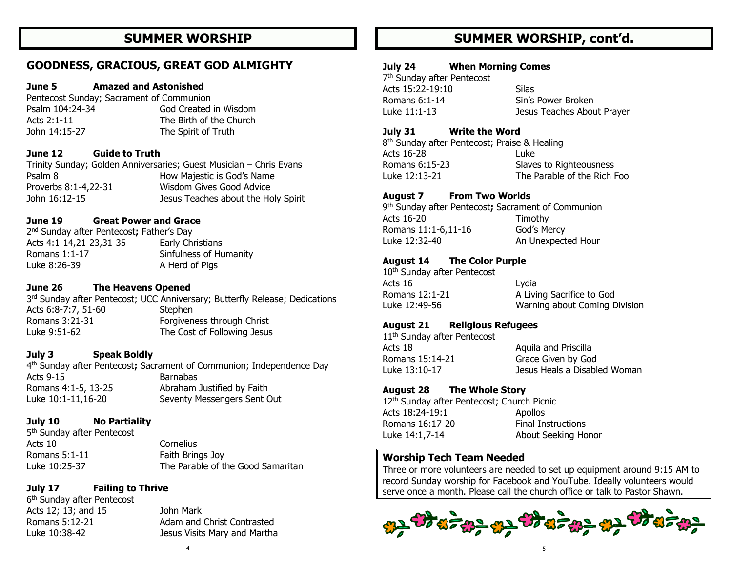# SUMMER WORSHIP

## GOODNESS, GRACIOUS, GREAT GOD ALMIGHTY

**June 5 Amazed and Astonished**

Pentecost Sunday; Sacrament of Communion

| | |
|---|---|
| Psalm 104:24-34 | God Created in Wisdom |
| Acts 2:1-11 | The Birth of the Church |
| John 14:15-27 | The Spirit of Truth |

**June 12 Guide to Truth**

Trinity Sunday; Golden Anniversaries; Guest Musician – Chris Evans

| | |
|---|---|
| Psalm 8 | How Majestic is God's Name |
| Proverbs 8:1-4,22-31 | Wisdom Gives Good Advice |
| John 16:12-15 | Jesus Teaches about the Holy Spirit |

**June 19 Great Power and Grace**

2nd Sunday after Pentecost**;** Father's Day

| | |
|---|---|
| Acts 4:1-14,21-23,31-35 | Early Christians |
| Romans 1:1-17 | Sinfulness of Humanity |
| Luke 8:26-39 | A Herd of Pigs |

**June 26 The Heavens Opened**

3rd Sunday after Pentecost; UCC Anniversary; Butterfly Release; Dedications

| | |
|---|---|
| Acts 6:8-7:7, 51-60 | Stephen |
| Romans 3:21-31 | Forgiveness through Christ |
| Luke 9:51-62 | The Cost of Following Jesus |

**July 3 Speak Boldly**

4th Sunday after Pentecost**;** Sacrament of Communion; Independence Day

| | |
|---|---|
| Acts 9-15 | Barnabas |
| Romans 4:1-5, 13-25 | Abraham Justified by Faith |
| Luke 10:1-11,16-20 | Seventy Messengers Sent Out |

**July 10 No Partiality**

5th Sunday after Pentecost

| | |
|---|---|
| Acts 10 | Cornelius |
| Romans 5:1-11 | Faith Brings Joy |
| Luke 10:25-37 | The Parable of the Good Samaritan |

**July 17 Failing to Thrive**

6th Sunday after Pentecost

| | |
|---|---|
| Acts 12; 13; and 15 | John Mark |
| Romans 5:12-21 | Adam and Christ Contrasted |
| Luke 10:38-42 | Jesus Visits Mary and Martha |

# SUMMER WORSHIP, cont'd.

**July 24 When Morning Comes**

7th Sunday after Pentecost

| | |
|---|---|
| Acts 15:22-19:10 | Silas |
| Romans 6:1-14 | Sin's Power Broken |
| Luke 11:1-13 | Jesus Teaches About Prayer |

**July 31 Write the Word**

8th Sunday after Pentecost; Praise & Healing

| | |
|---|---|
| Acts 16-28 | Luke |
| Romans 6:15-23 | Slaves to Righteousness |
| Luke 12:13-21 | The Parable of the Rich Fool |

**August 7 From Two Worlds**

9th Sunday after Pentecost**;** Sacrament of Communion

| | |
|---|---|
| Acts 16-20 | Timothy |
| Romans 11:1-6,11-16 | God's Mercy |
| Luke 12:32-40 | An Unexpected Hour |

**August 14 The Color Purple**

10th Sunday after Pentecost

| | |
|---|---|
| Acts 16 | Lydia |
| Romans 12:1-21 | A Living Sacrifice to God |
| Luke 12:49-56 | Warning about Coming Division |

**August 21 Religious Refugees**

11th Sunday after Pentecost

| | |
|---|---|
| Acts 18 | Aquila and Priscilla |
| Romans 15:14-21 | Grace Given by God |
| Luke 13:10-17 | Jesus Heals a Disabled Woman |

**August 28 The Whole Story**

12th Sunday after Pentecost; Church Picnic

| | |
|---|---|
| Acts 18:24-19:1 | Apollos |
| Romans 16:17-20 | Final Instructions |
| Luke 14:1,7-14 | About Seeking Honor |

### Worship Tech Team Needed

Three or more volunteers are needed to set up equipment around 9:15 AM to record Sunday worship for Facebook and YouTube. Ideally volunteers would serve once a month. Please call the church office or talk to Pastor Shawn.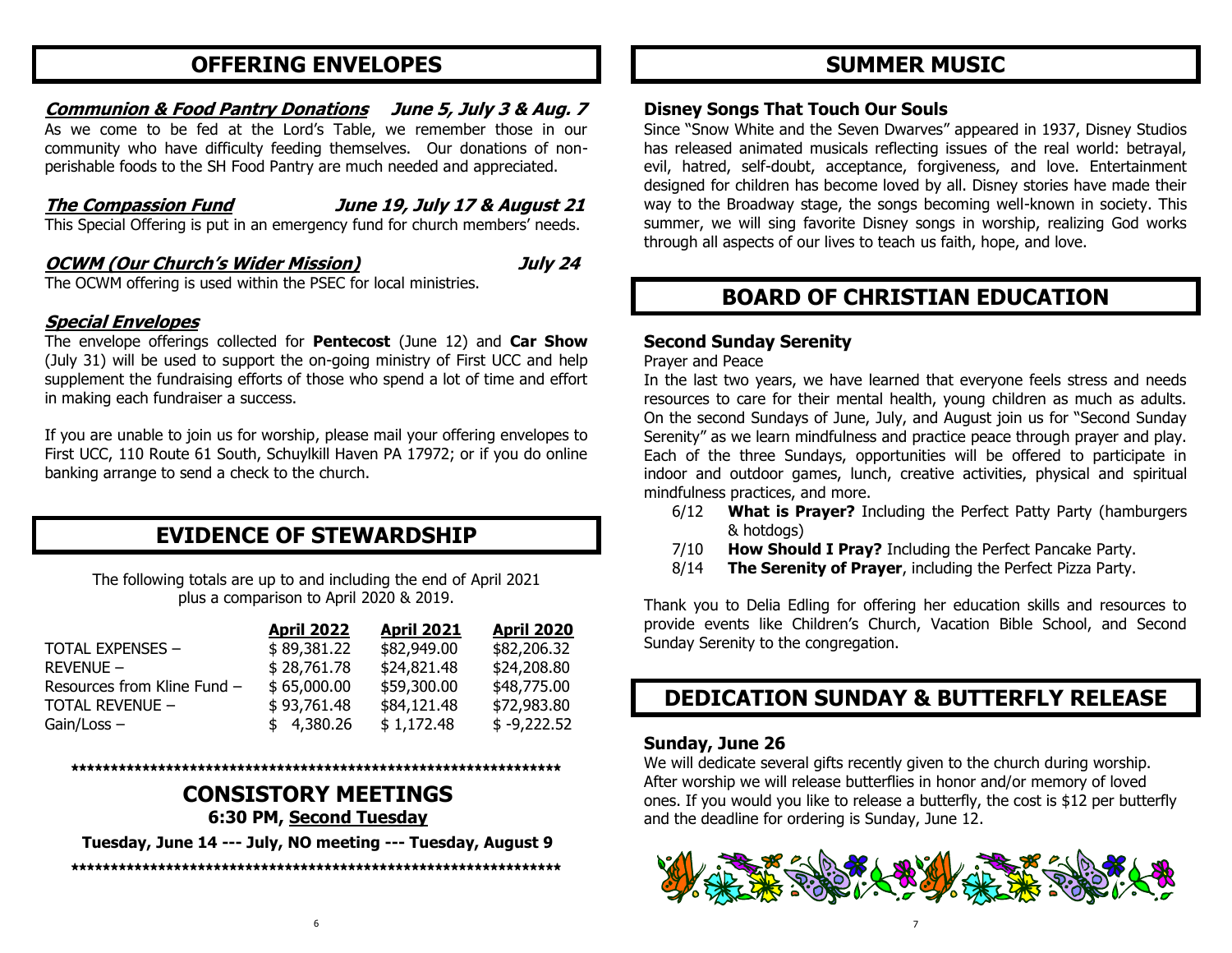## OFFERING ENVELOPES

***Communion & Food Pantry Donations*** ***June 5, July 3 & Aug. 7***

As we come to be fed at the Lord's Table, we remember those in our community who have difficulty feeding themselves. Our donations of non-perishable foods to the SH Food Pantry are much needed and appreciated.

***The Compassion Fund*** ***June 19, July 17 & August 21***

This Special Offering is put in an emergency fund for church members' needs.

***OCWM (Our Church's Wider Mission)*** ***July 24***

The OCWM offering is used within the PSEC for local ministries.

***Special Envelopes***

The envelope offerings collected for **Pentecost** (June 12) and **Car Show** (July 31) will be used to support the on-going ministry of First UCC and help supplement the fundraising efforts of those who spend a lot of time and effort in making each fundraiser a success.

If you are unable to join us for worship, please mail your offering envelopes to First UCC, 110 Route 61 South, Schuylkill Haven PA 17972; or if you do online banking arrange to send a check to the church.

## EVIDENCE OF STEWARDSHIP

The following totals are up to and including the end of April 2021 plus a comparison to April 2020 & 2019.

| | April 2022 | April 2021 | April 2020 |
|---|---|---|---|
| TOTAL EXPENSES – | $ 89,381.22 | $82,949.00 | $82,206.32 |
| REVENUE – | $ 28,761.78 | $24,821.48 | $24,208.80 |
| Resources from Kline Fund – | $ 65,000.00 | $59,300.00 | $48,775.00 |
| TOTAL REVENUE – | $ 93,761.48 | $84,121.48 | $72,983.80 |
| Gain/Loss – | $ 4,380.26 | $ 1,172.48 | $ -9,222.52 |

## CONSISTORY MEETINGS

**6:30 PM, Second Tuesday**

**Tuesday, June 14 --- July, NO meeting --- Tuesday, August 9**

## SUMMER MUSIC

### Disney Songs That Touch Our Souls

Since "Snow White and the Seven Dwarves" appeared in 1937, Disney Studios has released animated musicals reflecting issues of the real world: betrayal, evil, hatred, self-doubt, acceptance, forgiveness, and love. Entertainment designed for children has become loved by all. Disney stories have made their way to the Broadway stage, the songs becoming well-known in society. This summer, we will sing favorite Disney songs in worship, realizing God works through all aspects of our lives to teach us faith, hope, and love.

## BOARD OF CHRISTIAN EDUCATION

### Second Sunday Serenity

Prayer and Peace

In the last two years, we have learned that everyone feels stress and needs resources to care for their mental health, young children as much as adults. On the second Sundays of June, July, and August join us for "Second Sunday Serenity" as we learn mindfulness and practice peace through prayer and play. Each of the three Sundays, opportunities will be offered to participate in indoor and outdoor games, lunch, creative activities, physical and spiritual mindfulness practices, and more.

- 6/12 **What is Prayer?** Including the Perfect Patty Party (hamburgers & hotdogs)
- 7/10 **How Should I Pray?** Including the Perfect Pancake Party.
- 8/14 **The Serenity of Prayer**, including the Perfect Pizza Party.

Thank you to Delia Edling for offering her education skills and resources to provide events like Children's Church, Vacation Bible School, and Second Sunday Serenity to the congregation.

## DEDICATION SUNDAY & BUTTERFLY RELEASE

### Sunday, June 26

We will dedicate several gifts recently given to the church during worship. After worship we will release butterflies in honor and/or memory of loved ones. If you would you like to release a butterfly, the cost is $12 per butterfly and the deadline for ordering is Sunday, June 12.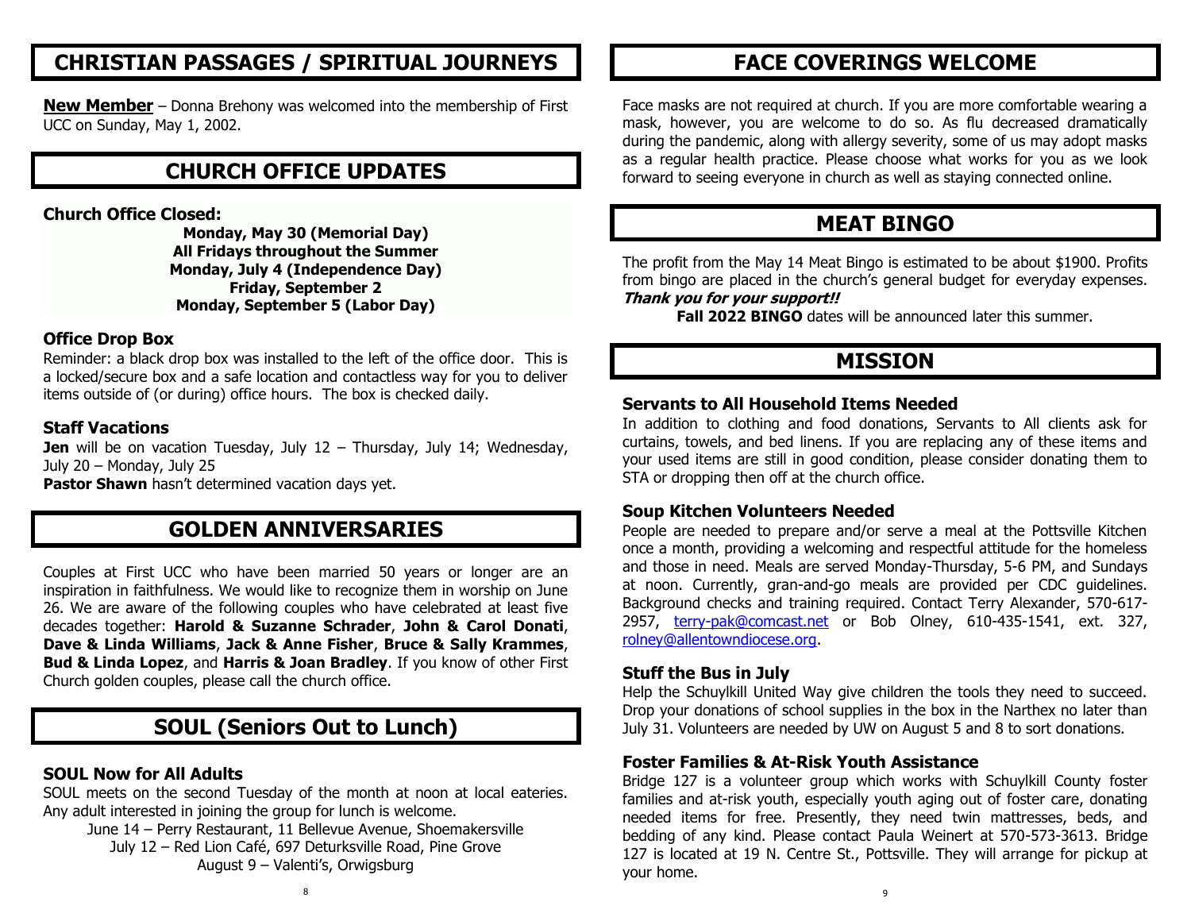## CHRISTIAN PASSAGES / SPIRITUAL JOURNEYS

**New Member** – Donna Brehony was welcomed into the membership of First UCC on Sunday, May 1, 2002.

## CHURCH OFFICE UPDATES

**Church Office Closed:**

**Monday, May 30 (Memorial Day)**
**All Fridays throughout the Summer**
**Monday, July 4 (Independence Day)**
**Friday, September 2**
**Monday, September 5 (Labor Day)**

### Office Drop Box

Reminder: a black drop box was installed to the left of the office door. This is a locked/secure box and a safe location and contactless way for you to deliver items outside of (or during) office hours. The box is checked daily.

### Staff Vacations

**Jen** will be on vacation Tuesday, July 12 – Thursday, July 14; Wednesday, July 20 – Monday, July 25
**Pastor Shawn** hasn't determined vacation days yet.

## GOLDEN ANNIVERSARIES

Couples at First UCC who have been married 50 years or longer are an inspiration in faithfulness. We would like to recognize them in worship on June 26. We are aware of the following couples who have celebrated at least five decades together: **Harold & Suzanne Schrader**, **John & Carol Donati**, **Dave & Linda Williams**, **Jack & Anne Fisher**, **Bruce & Sally Krammes**, **Bud & Linda Lopez**, and **Harris & Joan Bradley**. If you know of other First Church golden couples, please call the church office.

## SOUL (Seniors Out to Lunch)

### SOUL Now for All Adults

SOUL meets on the second Tuesday of the month at noon at local eateries. Any adult interested in joining the group for lunch is welcome.

June 14 – Perry Restaurant, 11 Bellevue Avenue, Shoemakersville
July 12 – Red Lion Café, 697 Deturksville Road, Pine Grove
August 9 – Valenti's, Orwigsburg

## FACE COVERINGS WELCOME

Face masks are not required at church. If you are more comfortable wearing a mask, however, you are welcome to do so. As flu decreased dramatically during the pandemic, along with allergy severity, some of us may adopt masks as a regular health practice. Please choose what works for you as we look forward to seeing everyone in church as well as staying connected online.

## MEAT BINGO

The profit from the May 14 Meat Bingo is estimated to be about $1900. Profits from bingo are placed in the church's general budget for everyday expenses. ***Thank you for your support!!***

**Fall 2022 BINGO** dates will be announced later this summer.

## MISSION

### Servants to All Household Items Needed

In addition to clothing and food donations, Servants to All clients ask for curtains, towels, and bed linens. If you are replacing any of these items and your used items are still in good condition, please consider donating them to STA or dropping then off at the church office.

### Soup Kitchen Volunteers Needed

People are needed to prepare and/or serve a meal at the Pottsville Kitchen once a month, providing a welcoming and respectful attitude for the homeless and those in need. Meals are served Monday-Thursday, 5-6 PM, and Sundays at noon. Currently, gran-and-go meals are provided per CDC guidelines. Background checks and training required. Contact Terry Alexander, 570-617-2957, terry-pak@comcast.net or Bob Olney, 610-435-1541, ext. 327, rolney@allentowndiocese.org.

### Stuff the Bus in July

Help the Schuylkill United Way give children the tools they need to succeed. Drop your donations of school supplies in the box in the Narthex no later than July 31. Volunteers are needed by UW on August 5 and 8 to sort donations.

### Foster Families & At-Risk Youth Assistance

Bridge 127 is a volunteer group which works with Schuylkill County foster families and at-risk youth, especially youth aging out of foster care, donating needed items for free. Presently, they need twin mattresses, beds, and bedding of any kind. Please contact Paula Weinert at 570-573-3613. Bridge 127 is located at 19 N. Centre St., Pottsville. They will arrange for pickup at your home.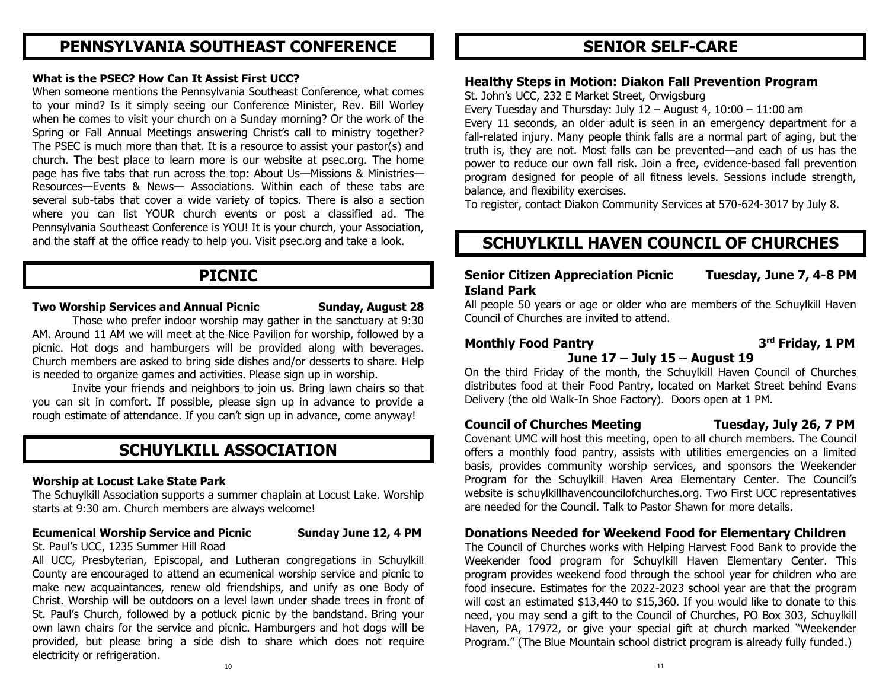## PENNSYLVANIA SOUTHEAST CONFERENCE

**What is the PSEC? How Can It Assist First UCC?**

When someone mentions the Pennsylvania Southeast Conference, what comes to your mind? Is it simply seeing our Conference Minister, Rev. Bill Worley when he comes to visit your church on a Sunday morning? Or the work of the Spring or Fall Annual Meetings answering Christ's call to ministry together? The PSEC is much more than that. It is a resource to assist your pastor(s) and church. The best place to learn more is our website at psec.org. The home page has five tabs that run across the top: About Us—Missions & Ministries—Resources—Events & News— Associations. Within each of these tabs are several sub-tabs that cover a wide variety of topics. There is also a section where you can list YOUR church events or post a classified ad. The Pennsylvania Southeast Conference is YOU! It is your church, your Association, and the staff at the office ready to help you. Visit psec.org and take a look.

## PICNIC

**Two Worship Services and Annual Picnic — Sunday, August 28**

Those who prefer indoor worship may gather in the sanctuary at 9:30 AM. Around 11 AM we will meet at the Nice Pavilion for worship, followed by a picnic. Hot dogs and hamburgers will be provided along with beverages. Church members are asked to bring side dishes and/or desserts to share. Help is needed to organize games and activities. Please sign up in worship.

Invite your friends and neighbors to join us. Bring lawn chairs so that you can sit in comfort. If possible, please sign up in advance to provide a rough estimate of attendance. If you can't sign up in advance, come anyway!

## SCHUYLKILL ASSOCIATION

**Worship at Locust Lake State Park**

The Schuylkill Association supports a summer chaplain at Locust Lake. Worship starts at 9:30 am. Church members are always welcome!

**Ecumenical Worship Service and Picnic — Sunday June 12, 4 PM**

St. Paul's UCC, 1235 Summer Hill Road

All UCC, Presbyterian, Episcopal, and Lutheran congregations in Schuylkill County are encouraged to attend an ecumenical worship service and picnic to make new acquaintances, renew old friendships, and unify as one Body of Christ. Worship will be outdoors on a level lawn under shade trees in front of St. Paul's Church, followed by a potluck picnic by the bandstand. Bring your own lawn chairs for the service and picnic. Hamburgers and hot dogs will be provided, but please bring a side dish to share which does not require electricity or refrigeration.

## SENIOR SELF-CARE

### Healthy Steps in Motion: Diakon Fall Prevention Program

St. John's UCC, 232 E Market Street, Orwigsburg

Every Tuesday and Thursday: July 12 – August 4, 10:00 – 11:00 am

Every 11 seconds, an older adult is seen in an emergency department for a fall-related injury. Many people think falls are a normal part of aging, but the truth is, they are not. Most falls can be prevented—and each of us has the power to reduce our own fall risk. Join a free, evidence-based fall prevention program designed for people of all fitness levels. Sessions include strength, balance, and flexibility exercises.

To register, contact Diakon Community Services at 570-624-3017 by July 8.

## SCHUYLKILL HAVEN COUNCIL OF CHURCHES

**Senior Citizen Appreciation Picnic — Tuesday, June 7, 4-8 PM**
**Island Park**

All people 50 years or age or older who are members of the Schuylkill Haven Council of Churches are invited to attend.

**Monthly Food Pantry — 3rd Friday, 1 PM**
**June 17 – July 15 – August 19**

On the third Friday of the month, the Schuylkill Haven Council of Churches distributes food at their Food Pantry, located on Market Street behind Evans Delivery (the old Walk-In Shoe Factory). Doors open at 1 PM.

**Council of Churches Meeting — Tuesday, July 26, 7 PM**

Covenant UMC will host this meeting, open to all church members. The Council offers a monthly food pantry, assists with utilities emergencies on a limited basis, provides community worship services, and sponsors the Weekender Program for the Schuylkill Haven Area Elementary Center. The Council's website is schuylkillhavencouncilofchurches.org. Two First UCC representatives are needed for the Council. Talk to Pastor Shawn for more details.

### Donations Needed for Weekend Food for Elementary Children

The Council of Churches works with Helping Harvest Food Bank to provide the Weekender food program for Schuylkill Haven Elementary Center. This program provides weekend food through the school year for children who are food insecure. Estimates for the 2022-2023 school year are that the program will cost an estimated $13,440 to $15,360. If you would like to donate to this need, you may send a gift to the Council of Churches, PO Box 303, Schuylkill Haven, PA, 17972, or give your special gift at church marked "Weekender Program." (The Blue Mountain school district program is already fully funded.)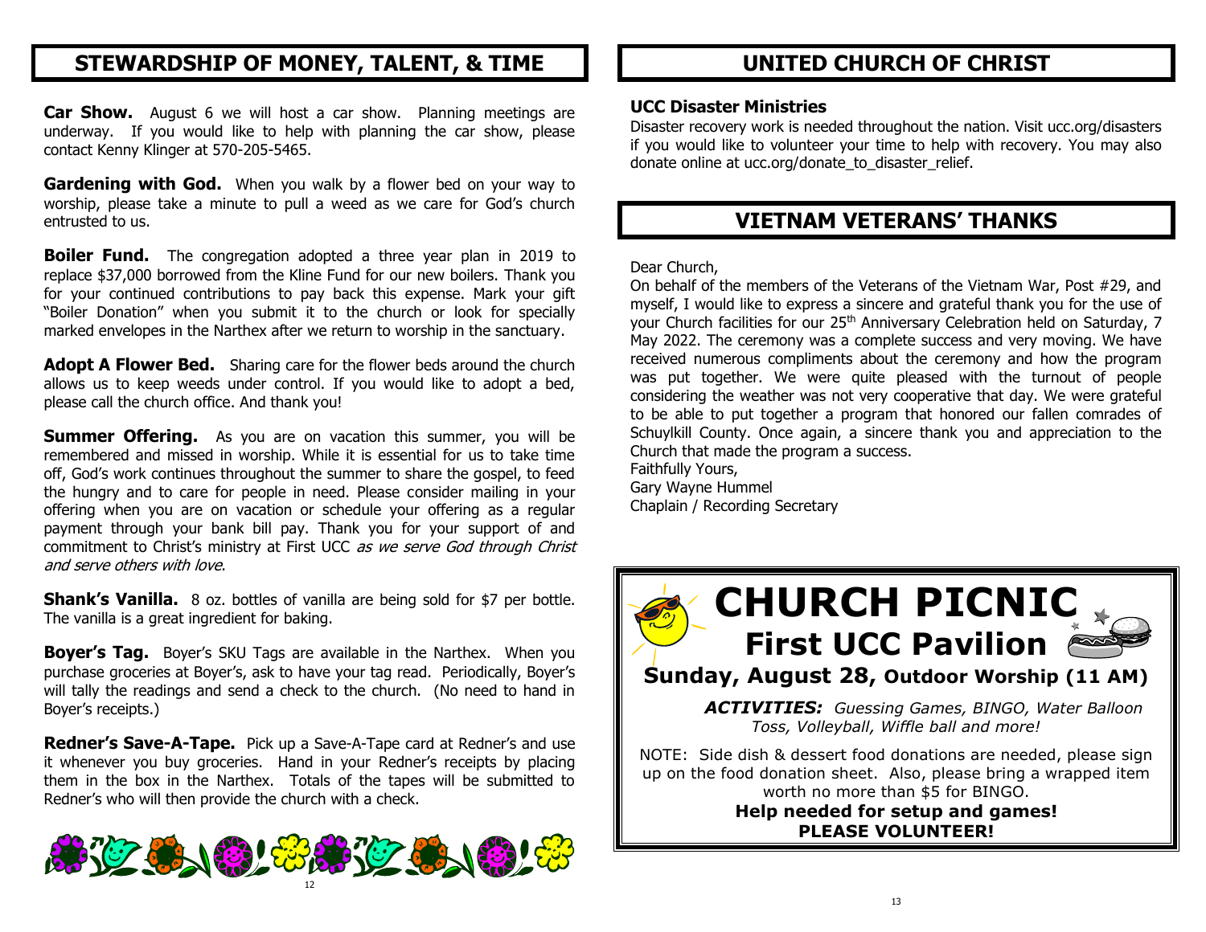## STEWARDSHIP OF MONEY, TALENT, & TIME

**Car Show.** August 6 we will host a car show. Planning meetings are underway. If you would like to help with planning the car show, please contact Kenny Klinger at 570-205-5465.

**Gardening with God.** When you walk by a flower bed on your way to worship, please take a minute to pull a weed as we care for God's church entrusted to us.

**Boiler Fund.** The congregation adopted a three year plan in 2019 to replace $37,000 borrowed from the Kline Fund for our new boilers. Thank you for your continued contributions to pay back this expense. Mark your gift "Boiler Donation" when you submit it to the church or look for specially marked envelopes in the Narthex after we return to worship in the sanctuary.

**Adopt A Flower Bed.** Sharing care for the flower beds around the church allows us to keep weeds under control. If you would like to adopt a bed, please call the church office. And thank you!

**Summer Offering.** As you are on vacation this summer, you will be remembered and missed in worship. While it is essential for us to take time off, God's work continues throughout the summer to share the gospel, to feed the hungry and to care for people in need. Please consider mailing in your offering when you are on vacation or schedule your offering as a regular payment through your bank bill pay. Thank you for your support of and commitment to Christ's ministry at First UCC *as we serve God through Christ and serve others with love*.

**Shank's Vanilla.** 8 oz. bottles of vanilla are being sold for $7 per bottle. The vanilla is a great ingredient for baking.

**Boyer's Tag.** Boyer's SKU Tags are available in the Narthex. When you purchase groceries at Boyer's, ask to have your tag read. Periodically, Boyer's will tally the readings and send a check to the church. (No need to hand in Boyer's receipts.)

**Redner's Save-A-Tape.** Pick up a Save-A-Tape card at Redner's and use it whenever you buy groceries. Hand in your Redner's receipts by placing them in the box in the Narthex. Totals of the tapes will be submitted to Redner's who will then provide the church with a check.

## UNITED CHURCH OF CHRIST

### UCC Disaster Ministries

Disaster recovery work is needed throughout the nation. Visit ucc.org/disasters if you would like to volunteer your time to help with recovery. You may also donate online at ucc.org/donate_to_disaster_relief.

## VIETNAM VETERANS' THANKS

Dear Church,

On behalf of the members of the Veterans of the Vietnam War, Post #29, and myself, I would like to express a sincere and grateful thank you for the use of your Church facilities for our 25th Anniversary Celebration held on Saturday, 7 May 2022. The ceremony was a complete success and very moving. We have received numerous compliments about the ceremony and how the program was put together. We were quite pleased with the turnout of people considering the weather was not very cooperative that day. We were grateful to be able to put together a program that honored our fallen comrades of Schuylkill County. Once again, a sincere thank you and appreciation to the Church that made the program a success.

Faithfully Yours,
Gary Wayne Hummel
Chaplain / Recording Secretary

# CHURCH PICNIC
## First UCC Pavilion

**Sunday, August 28, Outdoor Worship (11 AM)**

***ACTIVITIES:*** *Guessing Games, BINGO, Water Balloon Toss, Volleyball, Wiffle ball and more!*

NOTE: Side dish & dessert food donations are needed, please sign up on the food donation sheet. Also, please bring a wrapped item worth no more than $5 for BINGO.

**Help needed for setup and games!**
**PLEASE VOLUNTEER!**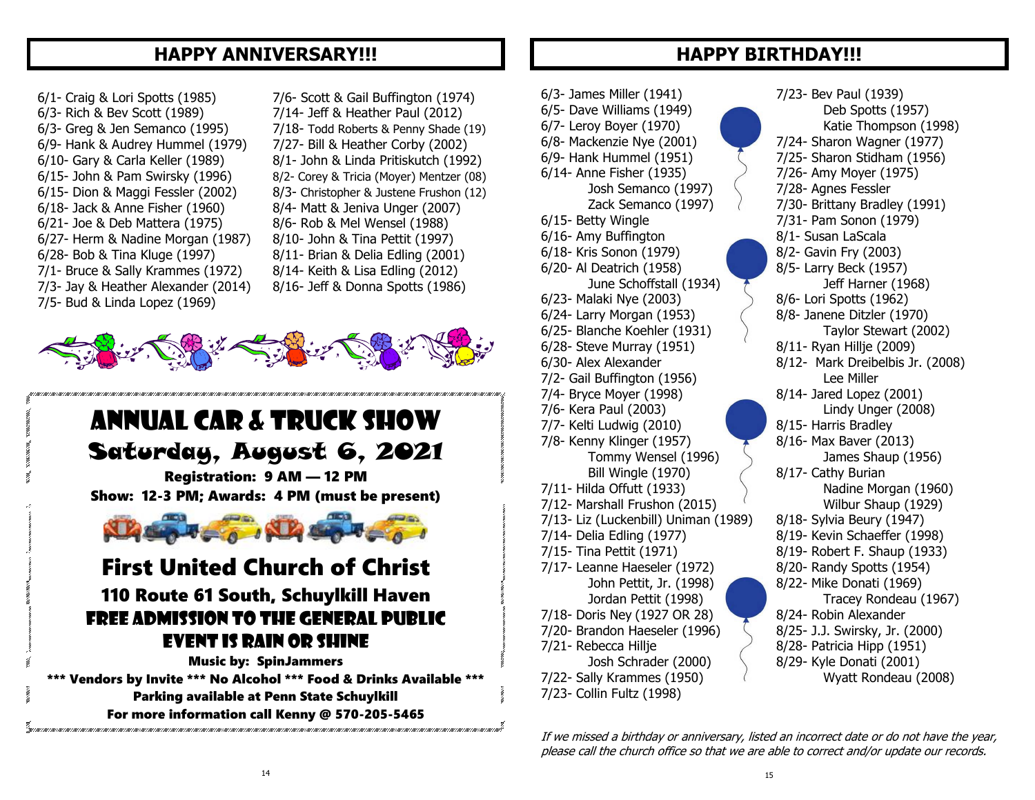## HAPPY ANNIVERSARY!!!

6/1- Craig & Lori Spotts (1985)
6/3- Rich & Bev Scott (1989)
6/3- Greg & Jen Semanco (1995)
6/9- Hank & Audrey Hummel (1979)
6/10- Gary & Carla Keller (1989)
6/15- John & Pam Swirsky (1996)
6/15- Dion & Maggi Fessler (2002)
6/18- Jack & Anne Fisher (1960)
6/21- Joe & Deb Mattera (1975)
6/27- Herm & Nadine Morgan (1987)
6/28- Bob & Tina Kluge (1997)
7/1- Bruce & Sally Krammes (1972)
7/3- Jay & Heather Alexander (2014)
7/5- Bud & Linda Lopez (1969)
7/6- Scott & Gail Buffington (1974)
7/14- Jeff & Heather Paul (2012)
7/18- Todd Roberts & Penny Shade (19)
7/27- Bill & Heather Corby (2002)
8/1- John & Linda Pritiskutch (1992)
8/2- Corey & Tricia (Moyer) Mentzer (08)
8/3- Christopher & Justene Frushon (12)
8/4- Matt & Jeniva Unger (2007)
8/6- Rob & Mel Wensel (1988)
8/10- John & Tina Pettit (1997)
8/11- Brian & Delia Edling (2001)
8/14- Keith & Lisa Edling (2012)
8/16- Jeff & Donna Spotts (1986)

# ANNUAL CAR & TRUCK SHOW

## Saturday, August 6, 2021

**Registration: 9 AM — 12 PM**

**Show: 12-3 PM; Awards: 4 PM (must be present)**

## First United Church of Christ

**110 Route 61 South, Schuylkill Haven**

**FREE ADMISSION TO THE GENERAL PUBLIC**

**EVENT IS RAIN OR SHINE**

**Music by: SpinJammers**

**\*\*\* Vendors by Invite \*\*\* No Alcohol \*\*\* Food & Drinks Available \*\*\***

**Parking available at Penn State Schuylkill**

**For more information call Kenny @ 570-205-5465**

## HAPPY BIRTHDAY!!!

6/3- James Miller (1941)
6/5- Dave Williams (1949)
6/7- Leroy Boyer (1970)
6/8- Mackenzie Nye (2001)
6/9- Hank Hummel (1951)
6/14- Anne Fisher (1935)
Josh Semanco (1997)
Zack Semanco (1997)
6/15- Betty Wingle
6/16- Amy Buffington
6/18- Kris Sonon (1979)
6/20- Al Deatrich (1958)
June Schoffstall (1934)
6/23- Malaki Nye (2003)
6/24- Larry Morgan (1953)
6/25- Blanche Koehler (1931)
6/28- Steve Murray (1951)
6/30- Alex Alexander
7/2- Gail Buffington (1956)
7/4- Bryce Moyer (1998)
7/6- Kera Paul (2003)
7/7- Kelti Ludwig (2010)
7/8- Kenny Klinger (1957)
Tommy Wensel (1996)
Bill Wingle (1970)
7/11- Hilda Offutt (1933)
7/12- Marshall Frushon (2015)
7/13- Liz (Luckenbill) Uniman (1989)
7/14- Delia Edling (1977)
7/15- Tina Pettit (1971)
7/17- Leanne Haeseler (1972)
John Pettit, Jr. (1998)
Jordan Pettit (1998)
7/18- Doris Ney (1927 OR 28)
7/20- Brandon Haeseler (1996)
7/21- Rebecca Hillje
Josh Schrader (2000)
7/22- Sally Krammes (1950)
7/23- Collin Fultz (1998)
7/23- Bev Paul (1939)
Deb Spotts (1957)
Katie Thompson (1998)
7/24- Sharon Wagner (1977)
7/25- Sharon Stidham (1956)
7/26- Amy Moyer (1975)
7/28- Agnes Fessler
7/30- Brittany Bradley (1991)
7/31- Pam Sonon (1979)
8/1- Susan LaScala
8/2- Gavin Fry (2003)
8/5- Larry Beck (1957)
Jeff Harner (1968)
8/6- Lori Spotts (1962)
8/8- Janene Ditzler (1970)
Taylor Stewart (2002)
8/11- Ryan Hillje (2009)
8/12- Mark Dreibelbis Jr. (2008)
Lee Miller
8/14- Jared Lopez (2001)
Lindy Unger (2008)
8/15- Harris Bradley
8/16- Max Baver (2013)
James Shaup (1956)
8/17- Cathy Burian
Nadine Morgan (1960)
Wilbur Shaup (1929)
8/18- Sylvia Beury (1947)
8/19- Kevin Schaeffer (1998)
8/19- Robert F. Shaup (1933)
8/20- Randy Spotts (1954)
8/22- Mike Donati (1969)
Tracey Rondeau (1967)
8/24- Robin Alexander
8/25- J.J. Swirsky, Jr. (2000)
8/28- Patricia Hipp (1951)
8/29- Kyle Donati (2001)
Wyatt Rondeau (2008)

*If we missed a birthday or anniversary, listed an incorrect date or do not have the year, please call the church office so that we are able to correct and/or update our records.*